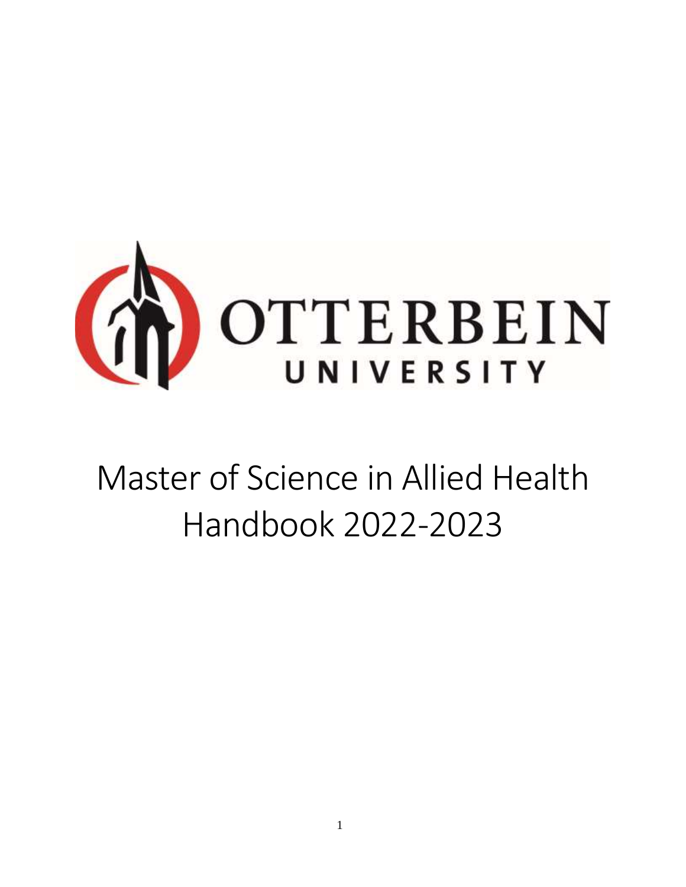OTTERBEIN UNIVERSITY

# Master of Science in Allied Health Handbook 2022-2023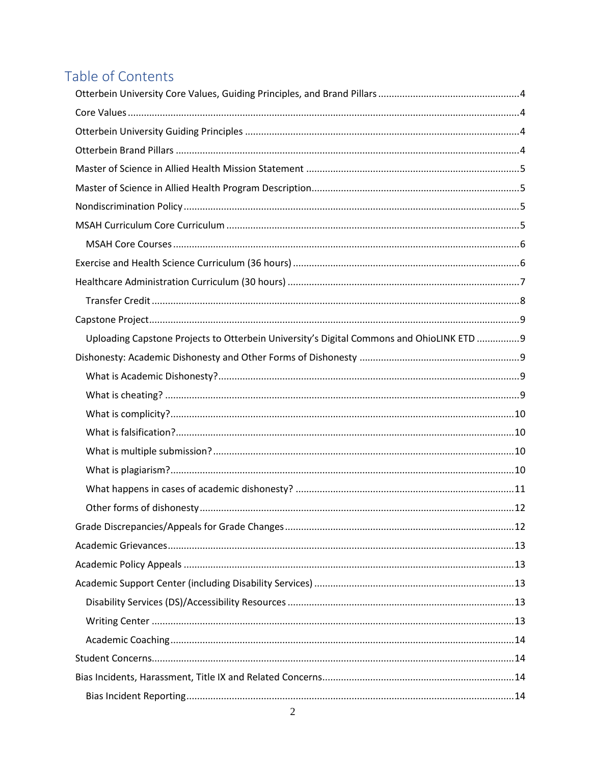# Table of Contents

- Otterbein University Core Values, Guiding Principles, and Brand Pillars ........ 4
- Core Values ........ 4
- Otterbein University Guiding Principles ........ 4
- Otterbein Brand Pillars ........ 4
- Master of Science in Allied Health Mission Statement ........ 5
- Master of Science in Allied Health Program Description ........ 5
- Nondiscrimination Policy ........ 5
- MSAH Curriculum Core Curriculum ........ 5
    - MSAH Core Courses ........ 6
- Exercise and Health Science Curriculum (36 hours) ........ 6
- Healthcare Administration Curriculum (30 hours) ........ 7
    - Transfer Credit ........ 8
- Capstone Project ........ 9
    - Uploading Capstone Projects to Otterbein University's Digital Commons and OhioLINK ETD ........ 9
- Dishonesty: Academic Dishonesty and Other Forms of Dishonesty ........ 9
    - What is Academic Dishonesty? ........ 9
    - What is cheating? ........ 9
    - What is complicity? ........ 10
    - What is falsification? ........ 10
    - What is multiple submission? ........ 10
    - What is plagiarism? ........ 10
    - What happens in cases of academic dishonesty? ........ 11
    - Other forms of dishonesty ........ 12
- Grade Discrepancies/Appeals for Grade Changes ........ 12
- Academic Grievances ........ 13
- Academic Policy Appeals ........ 13
- Academic Support Center (including Disability Services) ........ 13
    - Disability Services (DS)/Accessibility Resources ........ 13
    - Writing Center ........ 13
    - Academic Coaching ........ 14
- Student Concerns ........ 14
- Bias Incidents, Harassment, Title IX and Related Concerns ........ 14
    - Bias Incident Reporting ........ 14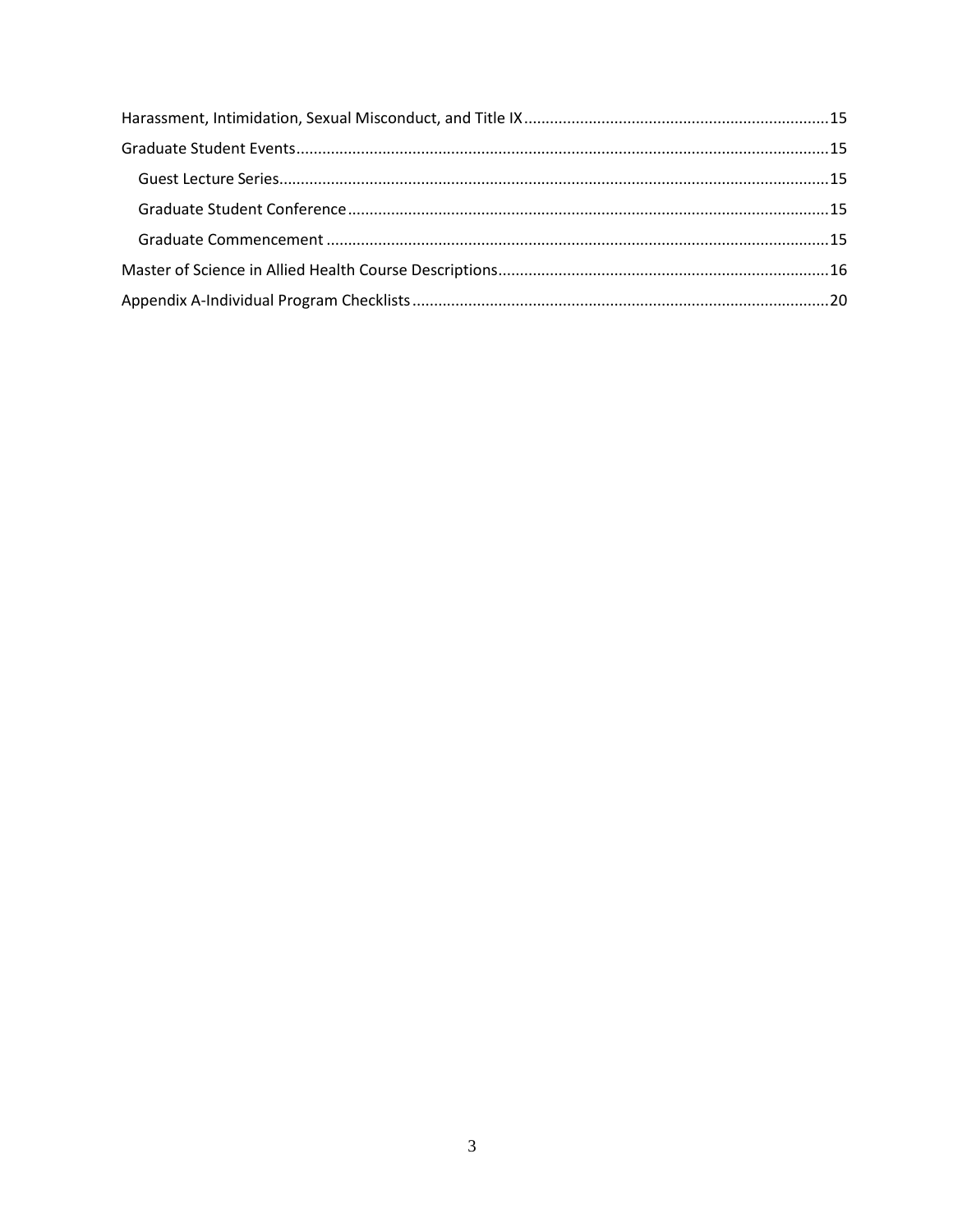Harassment, Intimidation, Sexual Misconduct, and Title IX ........ 15

Graduate Student Events ........ 15

- Guest Lecture Series ........ 15
- Graduate Student Conference ........ 15
- Graduate Commencement ........ 15

Master of Science in Allied Health Course Descriptions ........ 16

Appendix A-Individual Program Checklists ........ 20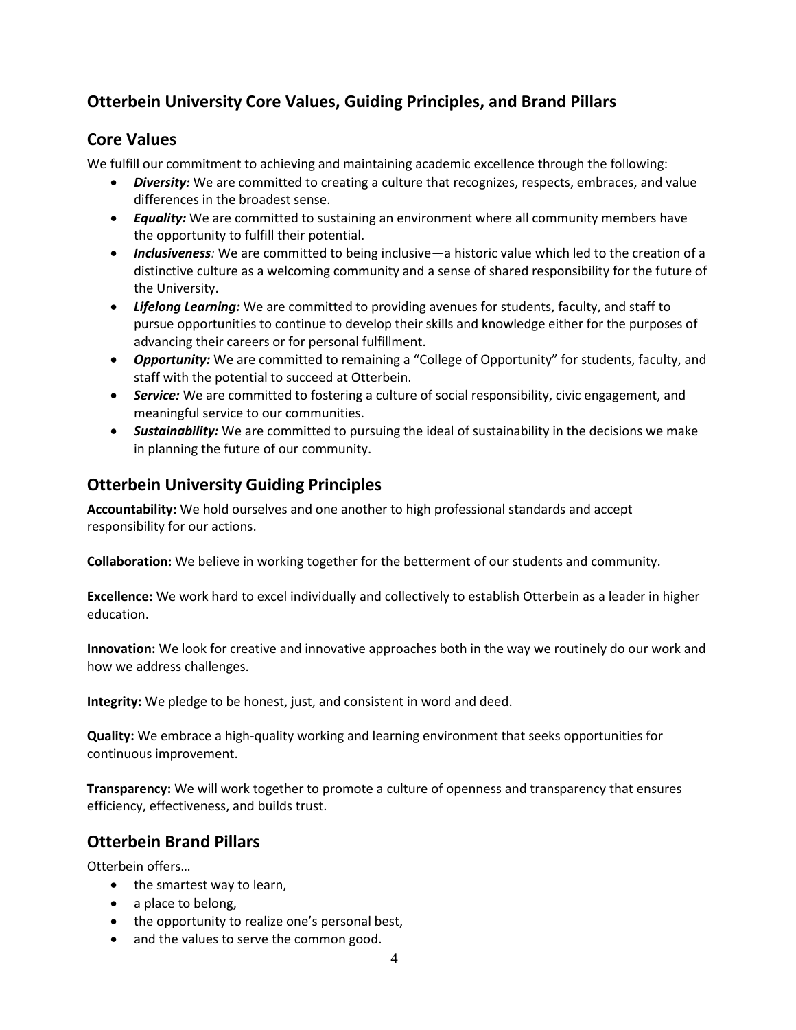## Otterbein University Core Values, Guiding Principles, and Brand Pillars

## Core Values

We fulfill our commitment to achieving and maintaining academic excellence through the following:

- ***Diversity:*** We are committed to creating a culture that recognizes, respects, embraces, and value differences in the broadest sense.
- ***Equality:*** We are committed to sustaining an environment where all community members have the opportunity to fulfill their potential.
- ***Inclusiveness****:* We are committed to being inclusive—a historic value which led to the creation of a distinctive culture as a welcoming community and a sense of shared responsibility for the future of the University.
- ***Lifelong Learning:*** We are committed to providing avenues for students, faculty, and staff to pursue opportunities to continue to develop their skills and knowledge either for the purposes of advancing their careers or for personal fulfillment.
- ***Opportunity:*** We are committed to remaining a "College of Opportunity" for students, faculty, and staff with the potential to succeed at Otterbein.
- ***Service:*** We are committed to fostering a culture of social responsibility, civic engagement, and meaningful service to our communities.
- ***Sustainability:*** We are committed to pursuing the ideal of sustainability in the decisions we make in planning the future of our community.

## Otterbein University Guiding Principles

**Accountability:** We hold ourselves and one another to high professional standards and accept responsibility for our actions.

**Collaboration:** We believe in working together for the betterment of our students and community.

**Excellence:** We work hard to excel individually and collectively to establish Otterbein as a leader in higher education.

**Innovation:** We look for creative and innovative approaches both in the way we routinely do our work and how we address challenges.

**Integrity:** We pledge to be honest, just, and consistent in word and deed.

**Quality:** We embrace a high-quality working and learning environment that seeks opportunities for continuous improvement.

**Transparency:** We will work together to promote a culture of openness and transparency that ensures efficiency, effectiveness, and builds trust.

## Otterbein Brand Pillars

Otterbein offers…

- the smartest way to learn,
- a place to belong,
- the opportunity to realize one's personal best,
- and the values to serve the common good.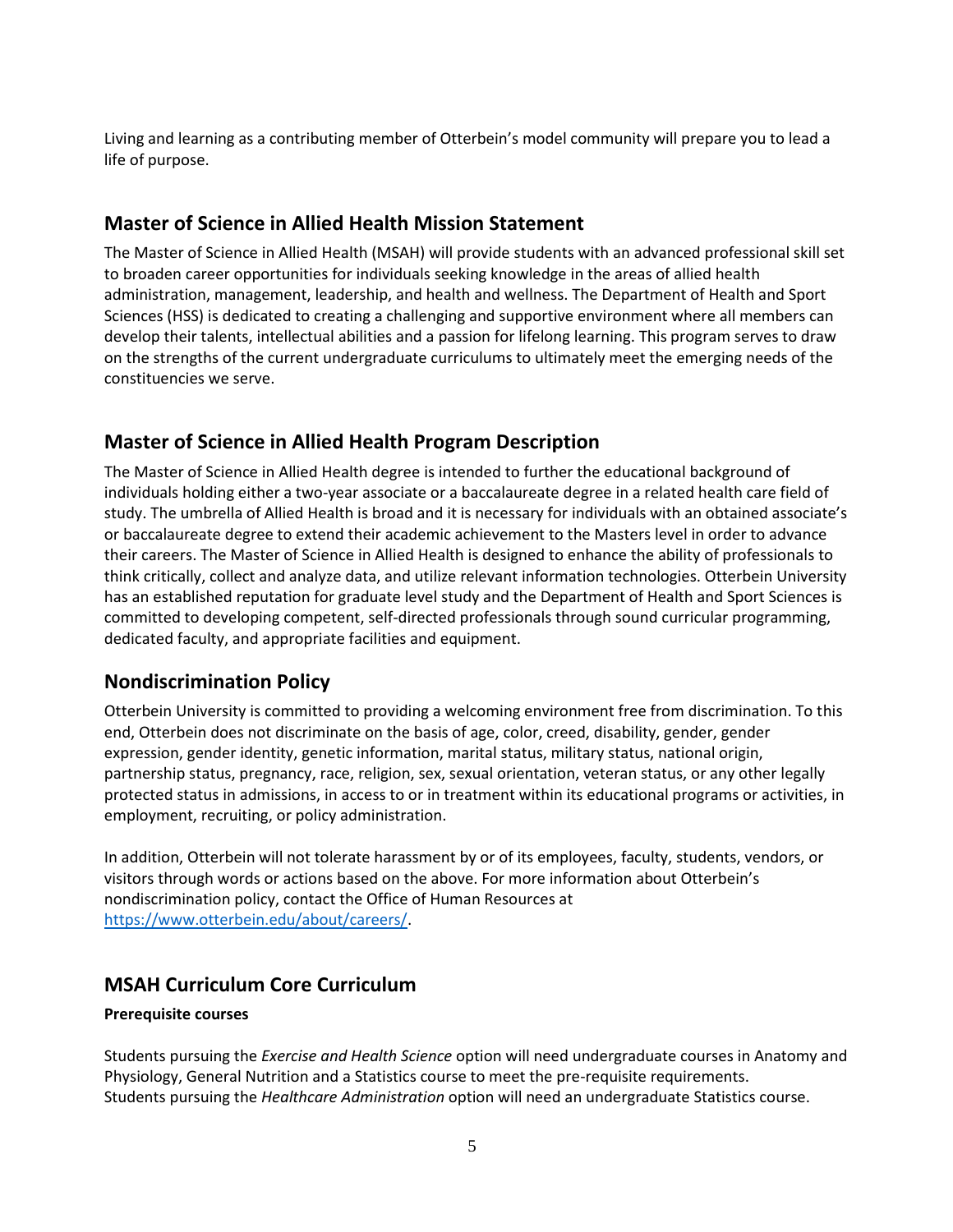Living and learning as a contributing member of Otterbein's model community will prepare you to lead a life of purpose.

## Master of Science in Allied Health Mission Statement

The Master of Science in Allied Health (MSAH) will provide students with an advanced professional skill set to broaden career opportunities for individuals seeking knowledge in the areas of allied health administration, management, leadership, and health and wellness. The Department of Health and Sport Sciences (HSS) is dedicated to creating a challenging and supportive environment where all members can develop their talents, intellectual abilities and a passion for lifelong learning. This program serves to draw on the strengths of the current undergraduate curriculums to ultimately meet the emerging needs of the constituencies we serve.

## Master of Science in Allied Health Program Description

The Master of Science in Allied Health degree is intended to further the educational background of individuals holding either a two-year associate or a baccalaureate degree in a related health care field of study. The umbrella of Allied Health is broad and it is necessary for individuals with an obtained associate's or baccalaureate degree to extend their academic achievement to the Masters level in order to advance their careers. The Master of Science in Allied Health is designed to enhance the ability of professionals to think critically, collect and analyze data, and utilize relevant information technologies. Otterbein University has an established reputation for graduate level study and the Department of Health and Sport Sciences is committed to developing competent, self-directed professionals through sound curricular programming, dedicated faculty, and appropriate facilities and equipment.

## Nondiscrimination Policy

Otterbein University is committed to providing a welcoming environment free from discrimination. To this end, Otterbein does not discriminate on the basis of age, color, creed, disability, gender, gender expression, gender identity, genetic information, marital status, military status, national origin, partnership status, pregnancy, race, religion, sex, sexual orientation, veteran status, or any other legally protected status in admissions, in access to or in treatment within its educational programs or activities, in employment, recruiting, or policy administration.

In addition, Otterbein will not tolerate harassment by or of its employees, faculty, students, vendors, or visitors through words or actions based on the above. For more information about Otterbein's nondiscrimination policy, contact the Office of Human Resources at [https://www.otterbein.edu/about/careers/](https://www.otterbein.edu/about/careers/).

## MSAH Curriculum Core Curriculum

**Prerequisite courses**

Students pursuing the *Exercise and Health Science* option will need undergraduate courses in Anatomy and Physiology, General Nutrition and a Statistics course to meet the pre-requisite requirements.
Students pursuing the *Healthcare Administration* option will need an undergraduate Statistics course.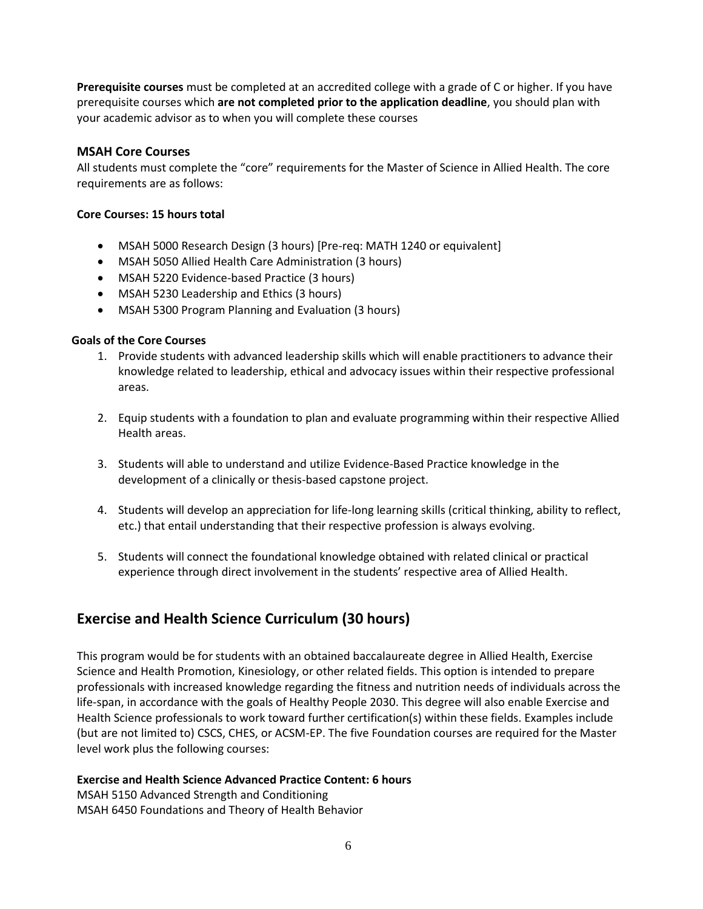**Prerequisite courses** must be completed at an accredited college with a grade of C or higher. If you have prerequisite courses which **are not completed prior to the application deadline**, you should plan with your academic advisor as to when you will complete these courses

### MSAH Core Courses

All students must complete the "core" requirements for the Master of Science in Allied Health. The core requirements are as follows:

**Core Courses: 15 hours total**

- MSAH 5000 Research Design (3 hours) [Pre-req: MATH 1240 or equivalent]
- MSAH 5050 Allied Health Care Administration (3 hours)
- MSAH 5220 Evidence-based Practice (3 hours)
- MSAH 5230 Leadership and Ethics (3 hours)
- MSAH 5300 Program Planning and Evaluation (3 hours)

**Goals of the Core Courses**

1. Provide students with advanced leadership skills which will enable practitioners to advance their knowledge related to leadership, ethical and advocacy issues within their respective professional areas.

2. Equip students with a foundation to plan and evaluate programming within their respective Allied Health areas.

3. Students will able to understand and utilize Evidence-Based Practice knowledge in the development of a clinically or thesis-based capstone project.

4. Students will develop an appreciation for life-long learning skills (critical thinking, ability to reflect, etc.) that entail understanding that their respective profession is always evolving.

5. Students will connect the foundational knowledge obtained with related clinical or practical experience through direct involvement in the students' respective area of Allied Health.

## Exercise and Health Science Curriculum (30 hours)

This program would be for students with an obtained baccalaureate degree in Allied Health, Exercise Science and Health Promotion, Kinesiology, or other related fields. This option is intended to prepare professionals with increased knowledge regarding the fitness and nutrition needs of individuals across the life-span, in accordance with the goals of Healthy People 2030. This degree will also enable Exercise and Health Science professionals to work toward further certification(s) within these fields. Examples include (but are not limited to) CSCS, CHES, or ACSM-EP. The five Foundation courses are required for the Master level work plus the following courses:

**Exercise and Health Science Advanced Practice Content: 6 hours**

MSAH 5150 Advanced Strength and Conditioning
MSAH 6450 Foundations and Theory of Health Behavior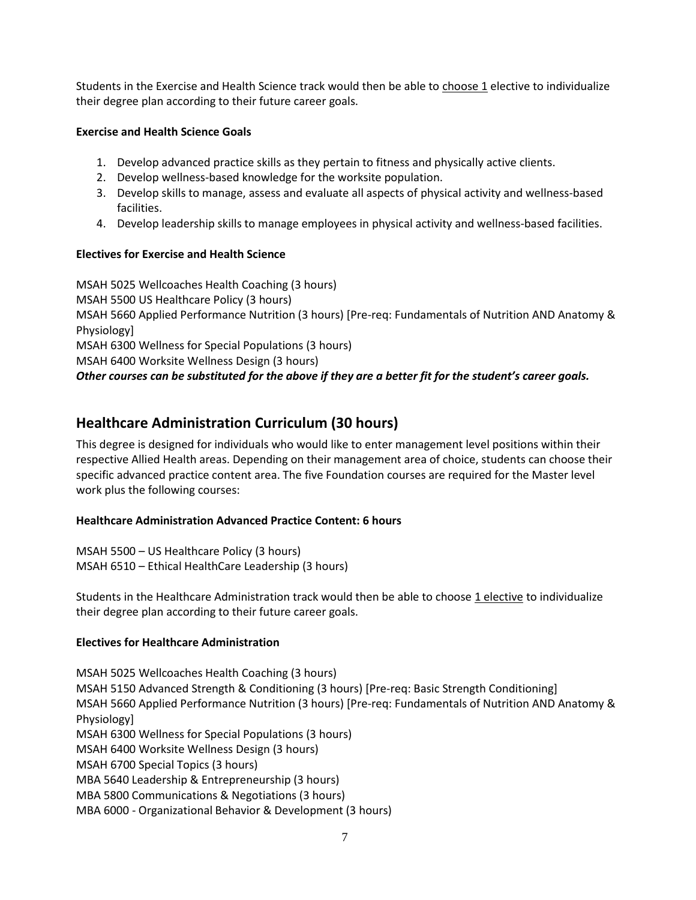Students in the Exercise and Health Science track would then be able to choose 1 elective to individualize their degree plan according to their future career goals.

**Exercise and Health Science Goals**

1. Develop advanced practice skills as they pertain to fitness and physically active clients.
2. Develop wellness-based knowledge for the worksite population.
3. Develop skills to manage, assess and evaluate all aspects of physical activity and wellness-based facilities.
4. Develop leadership skills to manage employees in physical activity and wellness-based facilities.

**Electives for Exercise and Health Science**

MSAH 5025 Wellcoaches Health Coaching (3 hours)
MSAH 5500 US Healthcare Policy (3 hours)
MSAH 5660 Applied Performance Nutrition (3 hours) [Pre-req: Fundamentals of Nutrition AND Anatomy & Physiology]
MSAH 6300 Wellness for Special Populations (3 hours)
MSAH 6400 Worksite Wellness Design (3 hours)
***Other courses can be substituted for the above if they are a better fit for the student's career goals.***

## Healthcare Administration Curriculum (30 hours)

This degree is designed for individuals who would like to enter management level positions within their respective Allied Health areas. Depending on their management area of choice, students can choose their specific advanced practice content area. The five Foundation courses are required for the Master level work plus the following courses:

**Healthcare Administration Advanced Practice Content: 6 hours**

MSAH 5500 – US Healthcare Policy (3 hours)
MSAH 6510 – Ethical HealthCare Leadership (3 hours)

Students in the Healthcare Administration track would then be able to choose 1 elective to individualize their degree plan according to their future career goals.

**Electives for Healthcare Administration**

MSAH 5025 Wellcoaches Health Coaching (3 hours)
MSAH 5150 Advanced Strength & Conditioning (3 hours) [Pre-req: Basic Strength Conditioning]
MSAH 5660 Applied Performance Nutrition (3 hours) [Pre-req: Fundamentals of Nutrition AND Anatomy & Physiology]
MSAH 6300 Wellness for Special Populations (3 hours)
MSAH 6400 Worksite Wellness Design (3 hours)
MSAH 6700 Special Topics (3 hours)
MBA 5640 Leadership & Entrepreneurship (3 hours)
MBA 5800 Communications & Negotiations (3 hours)
MBA 6000 - Organizational Behavior & Development (3 hours)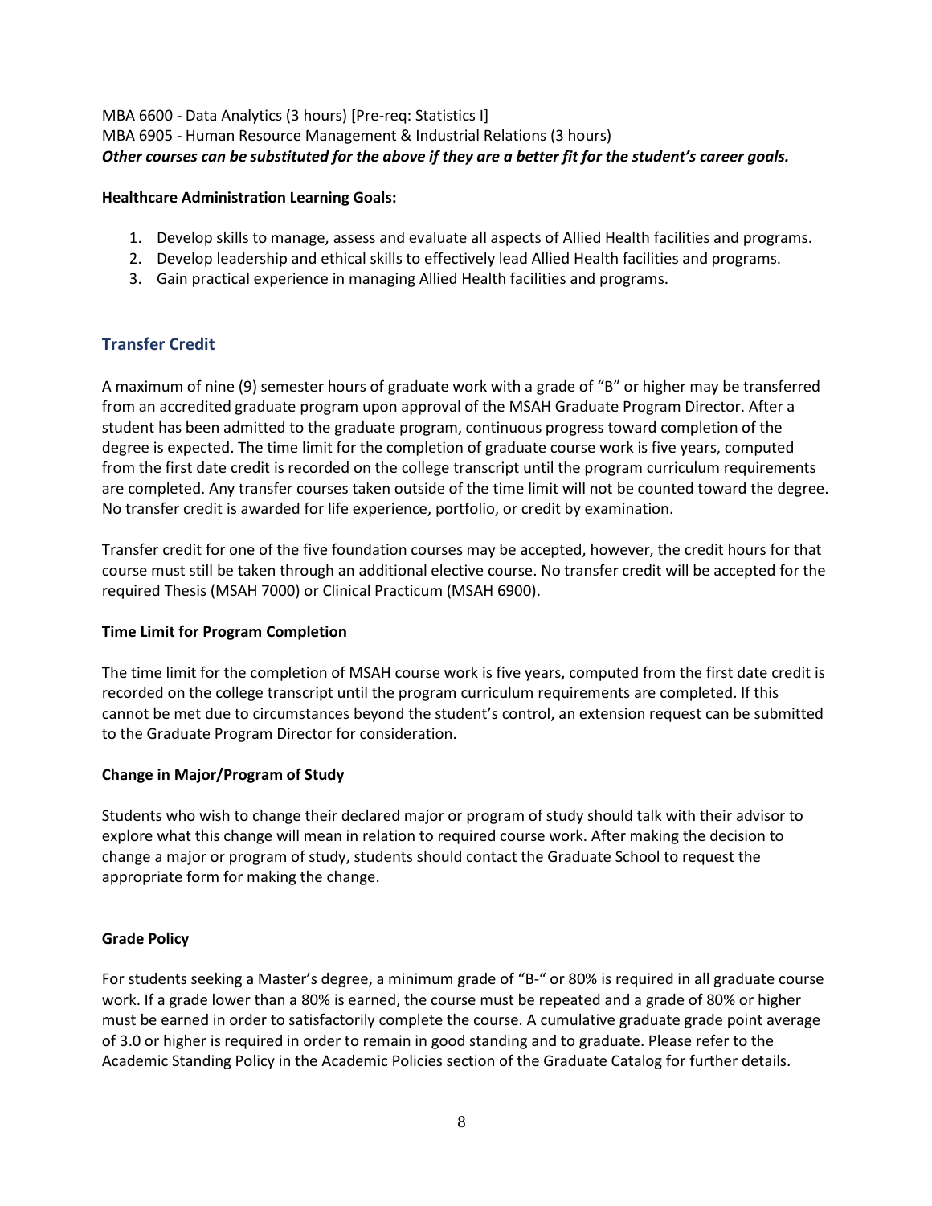MBA 6600 - Data Analytics (3 hours) [Pre-req: Statistics I]
MBA 6905 - Human Resource Management & Industrial Relations (3 hours)
***Other courses can be substituted for the above if they are a better fit for the student's career goals.***

**Healthcare Administration Learning Goals:**

1. Develop skills to manage, assess and evaluate all aspects of Allied Health facilities and programs.
2. Develop leadership and ethical skills to effectively lead Allied Health facilities and programs.
3. Gain practical experience in managing Allied Health facilities and programs.

## Transfer Credit

A maximum of nine (9) semester hours of graduate work with a grade of "B" or higher may be transferred from an accredited graduate program upon approval of the MSAH Graduate Program Director. After a student has been admitted to the graduate program, continuous progress toward completion of the degree is expected. The time limit for the completion of graduate course work is five years, computed from the first date credit is recorded on the college transcript until the program curriculum requirements are completed. Any transfer courses taken outside of the time limit will not be counted toward the degree. No transfer credit is awarded for life experience, portfolio, or credit by examination.

Transfer credit for one of the five foundation courses may be accepted, however, the credit hours for that course must still be taken through an additional elective course. No transfer credit will be accepted for the required Thesis (MSAH 7000) or Clinical Practicum (MSAH 6900).

**Time Limit for Program Completion**

The time limit for the completion of MSAH course work is five years, computed from the first date credit is recorded on the college transcript until the program curriculum requirements are completed. If this cannot be met due to circumstances beyond the student's control, an extension request can be submitted to the Graduate Program Director for consideration.

**Change in Major/Program of Study**

Students who wish to change their declared major or program of study should talk with their advisor to explore what this change will mean in relation to required course work. After making the decision to change a major or program of study, students should contact the Graduate School to request the appropriate form for making the change.

**Grade Policy**

For students seeking a Master's degree, a minimum grade of "B-" or 80% is required in all graduate course work. If a grade lower than a 80% is earned, the course must be repeated and a grade of 80% or higher must be earned in order to satisfactorily complete the course. A cumulative graduate grade point average of 3.0 or higher is required in order to remain in good standing and to graduate. Please refer to the Academic Standing Policy in the Academic Policies section of the Graduate Catalog for further details.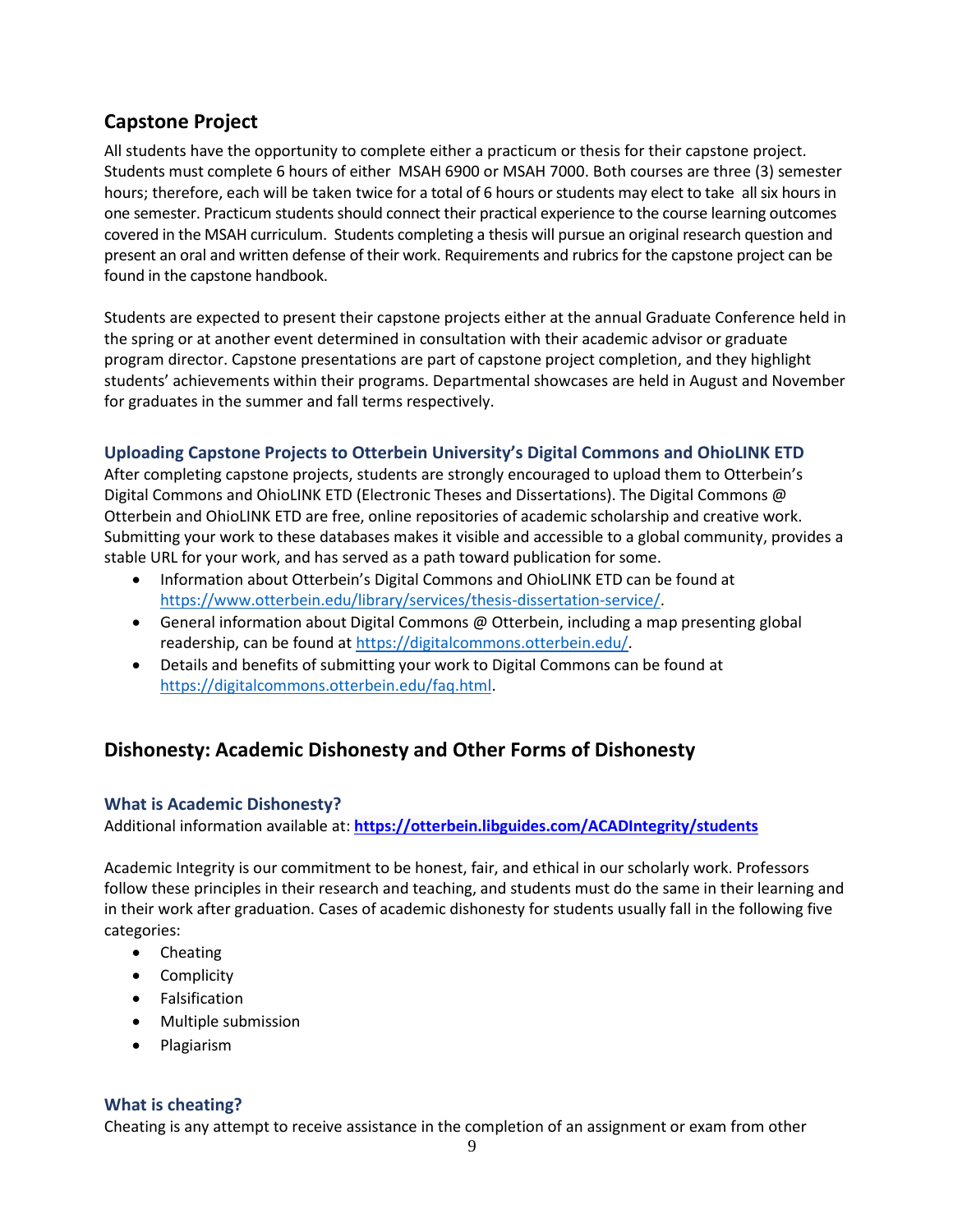## Capstone Project

All students have the opportunity to complete either a practicum or thesis for their capstone project. Students must complete 6 hours of either MSAH 6900 or MSAH 7000. Both courses are three (3) semester hours; therefore, each will be taken twice for a total of 6 hours or students may elect to take all six hours in one semester. Practicum students should connect their practical experience to the course learning outcomes covered in the MSAH curriculum. Students completing a thesis will pursue an original research question and present an oral and written defense of their work. Requirements and rubrics for the capstone project can be found in the capstone handbook.

Students are expected to present their capstone projects either at the annual Graduate Conference held in the spring or at another event determined in consultation with their academic advisor or graduate program director. Capstone presentations are part of capstone project completion, and they highlight students' achievements within their programs. Departmental showcases are held in August and November for graduates in the summer and fall terms respectively.

### Uploading Capstone Projects to Otterbein University's Digital Commons and OhioLINK ETD

After completing capstone projects, students are strongly encouraged to upload them to Otterbein's Digital Commons and OhioLINK ETD (Electronic Theses and Dissertations). The Digital Commons @ Otterbein and OhioLINK ETD are free, online repositories of academic scholarship and creative work. Submitting your work to these databases makes it visible and accessible to a global community, provides a stable URL for your work, and has served as a path toward publication for some.

- Information about Otterbein's Digital Commons and OhioLINK ETD can be found at https://www.otterbein.edu/library/services/thesis-dissertation-service/.
- General information about Digital Commons @ Otterbein, including a map presenting global readership, can be found at https://digitalcommons.otterbein.edu/.
- Details and benefits of submitting your work to Digital Commons can be found at https://digitalcommons.otterbein.edu/faq.html.

## Dishonesty: Academic Dishonesty and Other Forms of Dishonesty

### What is Academic Dishonesty?

Additional information available at: **https://otterbein.libguides.com/ACADIntegrity/students**

Academic Integrity is our commitment to be honest, fair, and ethical in our scholarly work. Professors follow these principles in their research and teaching, and students must do the same in their learning and in their work after graduation. Cases of academic dishonesty for students usually fall in the following five categories:

- Cheating
- Complicity
- Falsification
- Multiple submission
- Plagiarism

### What is cheating?

Cheating is any attempt to receive assistance in the completion of an assignment or exam from other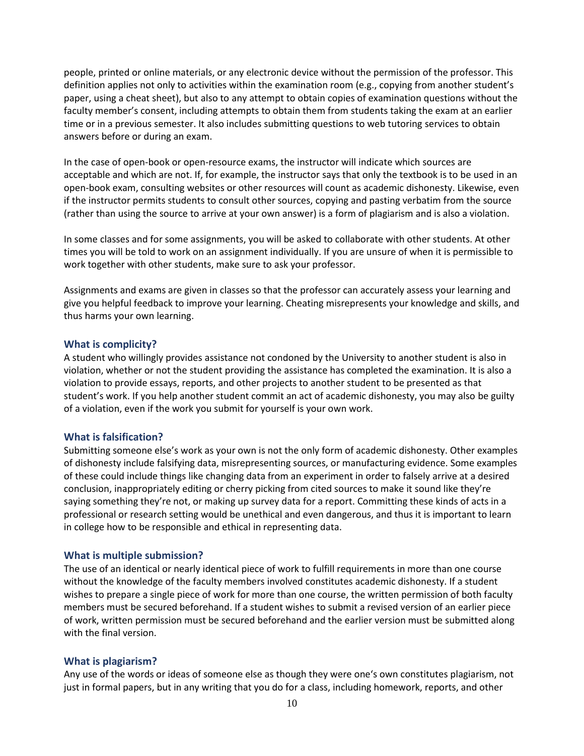people, printed or online materials, or any electronic device without the permission of the professor. This definition applies not only to activities within the examination room (e.g., copying from another student's paper, using a cheat sheet), but also to any attempt to obtain copies of examination questions without the faculty member's consent, including attempts to obtain them from students taking the exam at an earlier time or in a previous semester. It also includes submitting questions to web tutoring services to obtain answers before or during an exam.

In the case of open-book or open-resource exams, the instructor will indicate which sources are acceptable and which are not. If, for example, the instructor says that only the textbook is to be used in an open-book exam, consulting websites or other resources will count as academic dishonesty. Likewise, even if the instructor permits students to consult other sources, copying and pasting verbatim from the source (rather than using the source to arrive at your own answer) is a form of plagiarism and is also a violation.

In some classes and for some assignments, you will be asked to collaborate with other students. At other times you will be told to work on an assignment individually. If you are unsure of when it is permissible to work together with other students, make sure to ask your professor.

Assignments and exams are given in classes so that the professor can accurately assess your learning and give you helpful feedback to improve your learning. Cheating misrepresents your knowledge and skills, and thus harms your own learning.

### What is complicity?

A student who willingly provides assistance not condoned by the University to another student is also in violation, whether or not the student providing the assistance has completed the examination. It is also a violation to provide essays, reports, and other projects to another student to be presented as that student's work. If you help another student commit an act of academic dishonesty, you may also be guilty of a violation, even if the work you submit for yourself is your own work.

### What is falsification?

Submitting someone else's work as your own is not the only form of academic dishonesty. Other examples of dishonesty include falsifying data, misrepresenting sources, or manufacturing evidence. Some examples of these could include things like changing data from an experiment in order to falsely arrive at a desired conclusion, inappropriately editing or cherry picking from cited sources to make it sound like they're saying something they're not, or making up survey data for a report. Committing these kinds of acts in a professional or research setting would be unethical and even dangerous, and thus it is important to learn in college how to be responsible and ethical in representing data.

### What is multiple submission?

The use of an identical or nearly identical piece of work to fulfill requirements in more than one course without the knowledge of the faculty members involved constitutes academic dishonesty. If a student wishes to prepare a single piece of work for more than one course, the written permission of both faculty members must be secured beforehand. If a student wishes to submit a revised version of an earlier piece of work, written permission must be secured beforehand and the earlier version must be submitted along with the final version.

### What is plagiarism?

Any use of the words or ideas of someone else as though they were one's own constitutes plagiarism, not just in formal papers, but in any writing that you do for a class, including homework, reports, and other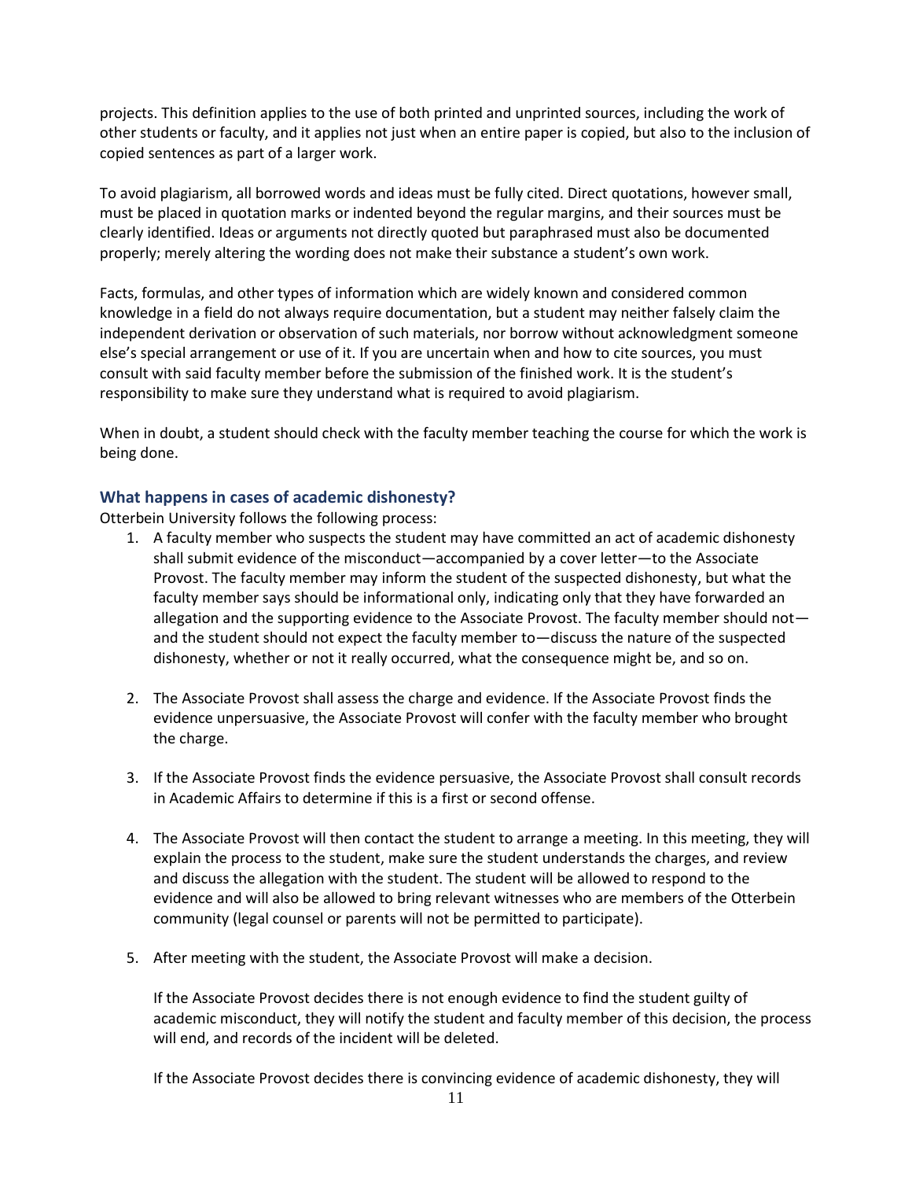projects. This definition applies to the use of both printed and unprinted sources, including the work of other students or faculty, and it applies not just when an entire paper is copied, but also to the inclusion of copied sentences as part of a larger work.

To avoid plagiarism, all borrowed words and ideas must be fully cited. Direct quotations, however small, must be placed in quotation marks or indented beyond the regular margins, and their sources must be clearly identified. Ideas or arguments not directly quoted but paraphrased must also be documented properly; merely altering the wording does not make their substance a student's own work.

Facts, formulas, and other types of information which are widely known and considered common knowledge in a field do not always require documentation, but a student may neither falsely claim the independent derivation or observation of such materials, nor borrow without acknowledgment someone else's special arrangement or use of it. If you are uncertain when and how to cite sources, you must consult with said faculty member before the submission of the finished work. It is the student's responsibility to make sure they understand what is required to avoid plagiarism.

When in doubt, a student should check with the faculty member teaching the course for which the work is being done.

### What happens in cases of academic dishonesty?

Otterbein University follows the following process:

1. A faculty member who suspects the student may have committed an act of academic dishonesty shall submit evidence of the misconduct—accompanied by a cover letter—to the Associate Provost. The faculty member may inform the student of the suspected dishonesty, but what the faculty member says should be informational only, indicating only that they have forwarded an allegation and the supporting evidence to the Associate Provost. The faculty member should not—and the student should not expect the faculty member to—discuss the nature of the suspected dishonesty, whether or not it really occurred, what the consequence might be, and so on.

2. The Associate Provost shall assess the charge and evidence. If the Associate Provost finds the evidence unpersuasive, the Associate Provost will confer with the faculty member who brought the charge.

3. If the Associate Provost finds the evidence persuasive, the Associate Provost shall consult records in Academic Affairs to determine if this is a first or second offense.

4. The Associate Provost will then contact the student to arrange a meeting. In this meeting, they will explain the process to the student, make sure the student understands the charges, and review and discuss the allegation with the student. The student will be allowed to respond to the evidence and will also be allowed to bring relevant witnesses who are members of the Otterbein community (legal counsel or parents will not be permitted to participate).

5. After meeting with the student, the Associate Provost will make a decision.

   If the Associate Provost decides there is not enough evidence to find the student guilty of academic misconduct, they will notify the student and faculty member of this decision, the process will end, and records of the incident will be deleted.

   If the Associate Provost decides there is convincing evidence of academic dishonesty, they will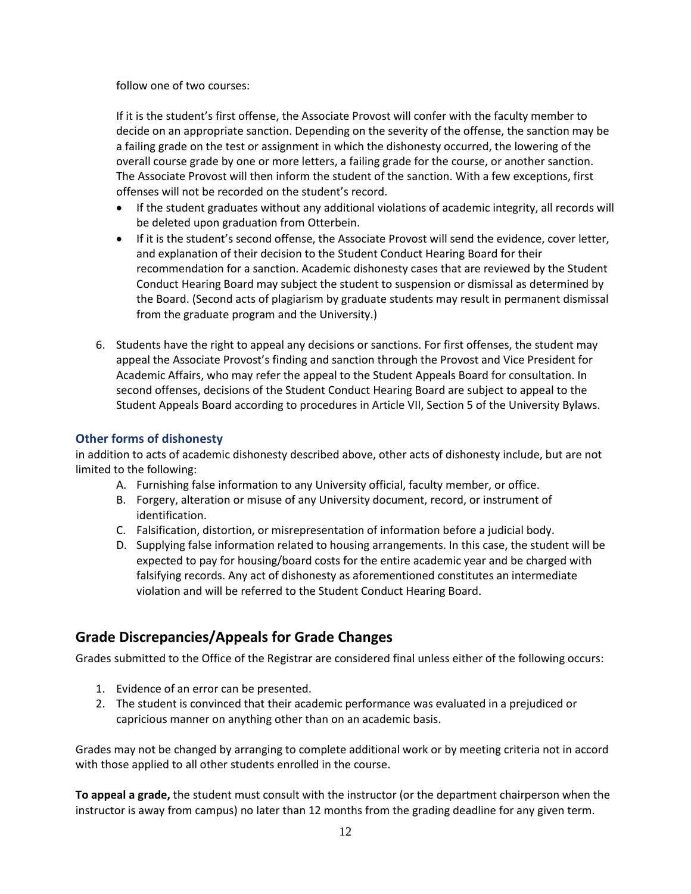follow one of two courses:

If it is the student's first offense, the Associate Provost will confer with the faculty member to decide on an appropriate sanction. Depending on the severity of the offense, the sanction may be a failing grade on the test or assignment in which the dishonesty occurred, the lowering of the overall course grade by one or more letters, a failing grade for the course, or another sanction. The Associate Provost will then inform the student of the sanction. With a few exceptions, first offenses will not be recorded on the student's record.

- If the student graduates without any additional violations of academic integrity, all records will be deleted upon graduation from Otterbein.
- If it is the student's second offense, the Associate Provost will send the evidence, cover letter, and explanation of their decision to the Student Conduct Hearing Board for their recommendation for a sanction. Academic dishonesty cases that are reviewed by the Student Conduct Hearing Board may subject the student to suspension or dismissal as determined by the Board. (Second acts of plagiarism by graduate students may result in permanent dismissal from the graduate program and the University.)

6. Students have the right to appeal any decisions or sanctions. For first offenses, the student may appeal the Associate Provost's finding and sanction through the Provost and Vice President for Academic Affairs, who may refer the appeal to the Student Appeals Board for consultation. In second offenses, decisions of the Student Conduct Hearing Board are subject to appeal to the Student Appeals Board according to procedures in Article VII, Section 5 of the University Bylaws.

### Other forms of dishonesty

in addition to acts of academic dishonesty described above, other acts of dishonesty include, but are not limited to the following:

A. Furnishing false information to any University official, faculty member, or office.
B. Forgery, alteration or misuse of any University document, record, or instrument of identification.
C. Falsification, distortion, or misrepresentation of information before a judicial body.
D. Supplying false information related to housing arrangements. In this case, the student will be expected to pay for housing/board costs for the entire academic year and be charged with falsifying records. Any act of dishonesty as aforementioned constitutes an intermediate violation and will be referred to the Student Conduct Hearing Board.

## Grade Discrepancies/Appeals for Grade Changes

Grades submitted to the Office of the Registrar are considered final unless either of the following occurs:

1. Evidence of an error can be presented.
2. The student is convinced that their academic performance was evaluated in a prejudiced or capricious manner on anything other than on an academic basis.

Grades may not be changed by arranging to complete additional work or by meeting criteria not in accord with those applied to all other students enrolled in the course.

**To appeal a grade,** the student must consult with the instructor (or the department chairperson when the instructor is away from campus) no later than 12 months from the grading deadline for any given term.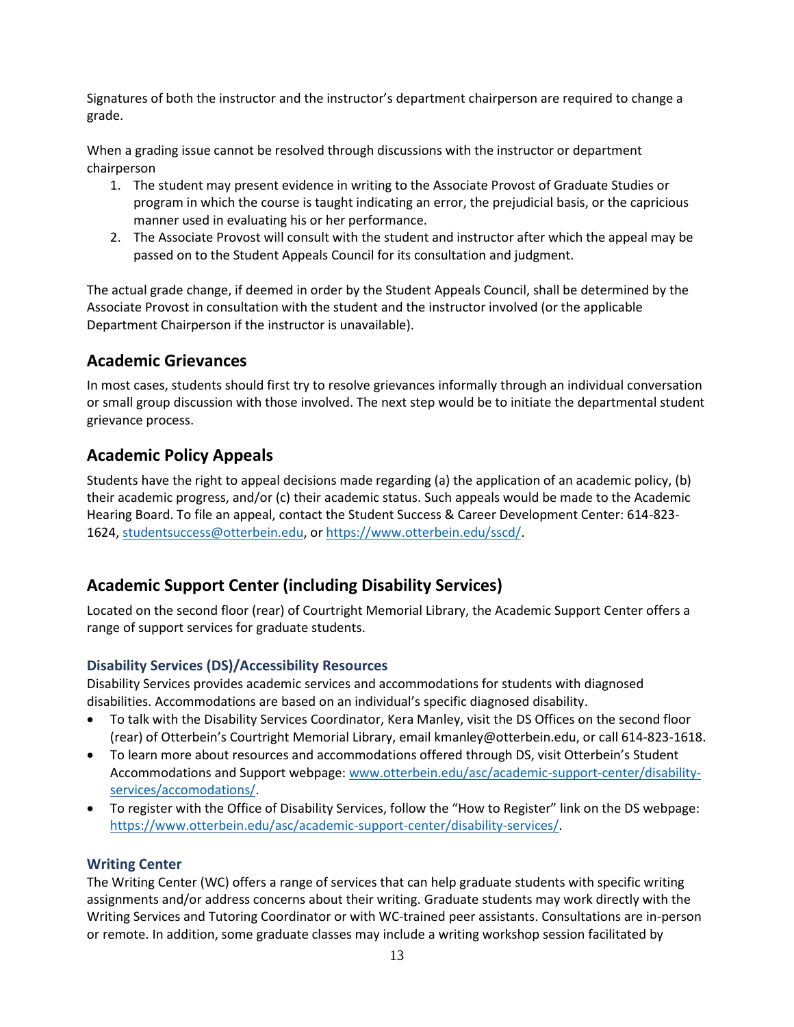Signatures of both the instructor and the instructor's department chairperson are required to change a grade.

When a grading issue cannot be resolved through discussions with the instructor or department chairperson

1. The student may present evidence in writing to the Associate Provost of Graduate Studies or program in which the course is taught indicating an error, the prejudicial basis, or the capricious manner used in evaluating his or her performance.
2. The Associate Provost will consult with the student and instructor after which the appeal may be passed on to the Student Appeals Council for its consultation and judgment.

The actual grade change, if deemed in order by the Student Appeals Council, shall be determined by the Associate Provost in consultation with the student and the instructor involved (or the applicable Department Chairperson if the instructor is unavailable).

## Academic Grievances

In most cases, students should first try to resolve grievances informally through an individual conversation or small group discussion with those involved. The next step would be to initiate the departmental student grievance process.

## Academic Policy Appeals

Students have the right to appeal decisions made regarding (a) the application of an academic policy, (b) their academic progress, and/or (c) their academic status. Such appeals would be made to the Academic Hearing Board. To file an appeal, contact the Student Success & Career Development Center: 614-823-1624, studentsuccess@otterbein.edu, or https://www.otterbein.edu/sscd/.

## Academic Support Center (including Disability Services)

Located on the second floor (rear) of Courtright Memorial Library, the Academic Support Center offers a range of support services for graduate students.

### Disability Services (DS)/Accessibility Resources

Disability Services provides academic services and accommodations for students with diagnosed disabilities. Accommodations are based on an individual's specific diagnosed disability.

- To talk with the Disability Services Coordinator, Kera Manley, visit the DS Offices on the second floor (rear) of Otterbein's Courtright Memorial Library, email kmanley@otterbein.edu, or call 614-823-1618.
- To learn more about resources and accommodations offered through DS, visit Otterbein's Student Accommodations and Support webpage: www.otterbein.edu/asc/academic-support-center/disability-services/accomodations/.
- To register with the Office of Disability Services, follow the "How to Register" link on the DS webpage: https://www.otterbein.edu/asc/academic-support-center/disability-services/.

### Writing Center

The Writing Center (WC) offers a range of services that can help graduate students with specific writing assignments and/or address concerns about their writing. Graduate students may work directly with the Writing Services and Tutoring Coordinator or with WC-trained peer assistants. Consultations are in-person or remote. In addition, some graduate classes may include a writing workshop session facilitated by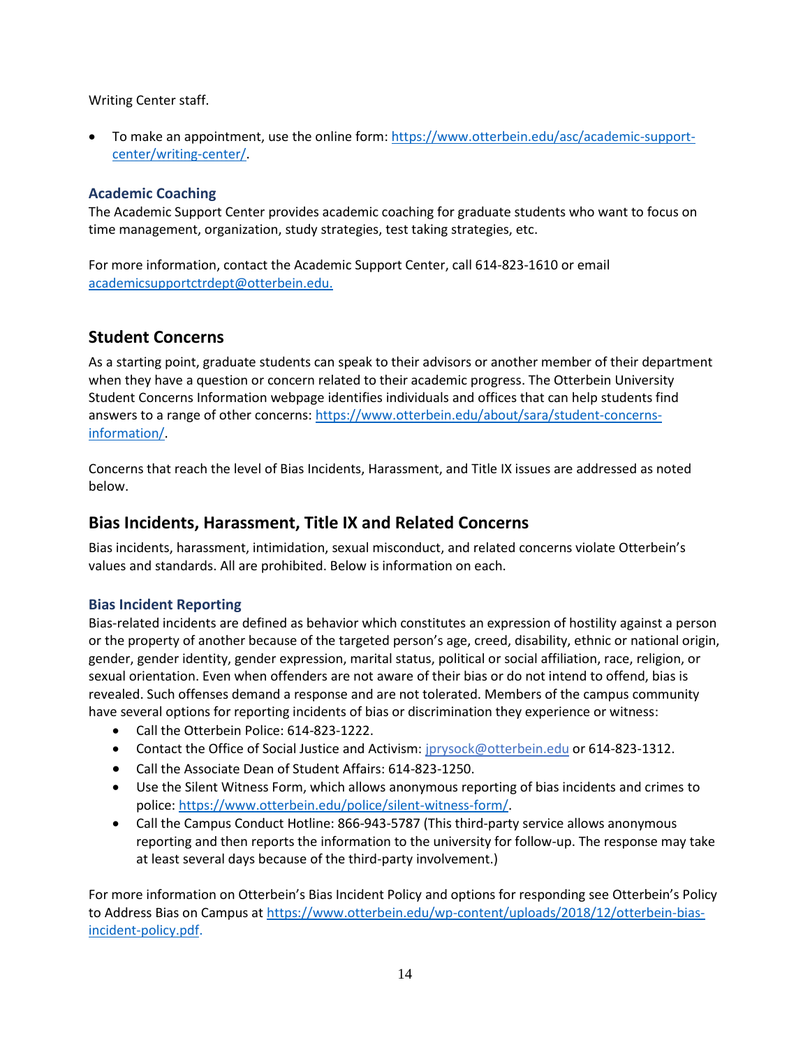Writing Center staff.

- To make an appointment, use the online form: https://www.otterbein.edu/asc/academic-support-center/writing-center/.

### Academic Coaching

The Academic Support Center provides academic coaching for graduate students who want to focus on time management, organization, study strategies, test taking strategies, etc.

For more information, contact the Academic Support Center, call 614-823-1610 or email academicsupportctrdept@otterbein.edu.

## Student Concerns

As a starting point, graduate students can speak to their advisors or another member of their department when they have a question or concern related to their academic progress. The Otterbein University Student Concerns Information webpage identifies individuals and offices that can help students find answers to a range of other concerns: https://www.otterbein.edu/about/sara/student-concerns-information/.

Concerns that reach the level of Bias Incidents, Harassment, and Title IX issues are addressed as noted below.

## Bias Incidents, Harassment, Title IX and Related Concerns

Bias incidents, harassment, intimidation, sexual misconduct, and related concerns violate Otterbein's values and standards. All are prohibited. Below is information on each.

### Bias Incident Reporting

Bias-related incidents are defined as behavior which constitutes an expression of hostility against a person or the property of another because of the targeted person's age, creed, disability, ethnic or national origin, gender, gender identity, gender expression, marital status, political or social affiliation, race, religion, or sexual orientation. Even when offenders are not aware of their bias or do not intend to offend, bias is revealed. Such offenses demand a response and are not tolerated. Members of the campus community have several options for reporting incidents of bias or discrimination they experience or witness:

- Call the Otterbein Police: 614-823-1222.
- Contact the Office of Social Justice and Activism: jprysock@otterbein.edu or 614-823-1312.
- Call the Associate Dean of Student Affairs: 614-823-1250.
- Use the Silent Witness Form, which allows anonymous reporting of bias incidents and crimes to police: https://www.otterbein.edu/police/silent-witness-form/.
- Call the Campus Conduct Hotline: 866-943-5787 (This third-party service allows anonymous reporting and then reports the information to the university for follow-up. The response may take at least several days because of the third-party involvement.)

For more information on Otterbein's Bias Incident Policy and options for responding see Otterbein's Policy to Address Bias on Campus at https://www.otterbein.edu/wp-content/uploads/2018/12/otterbein-bias-incident-policy.pdf.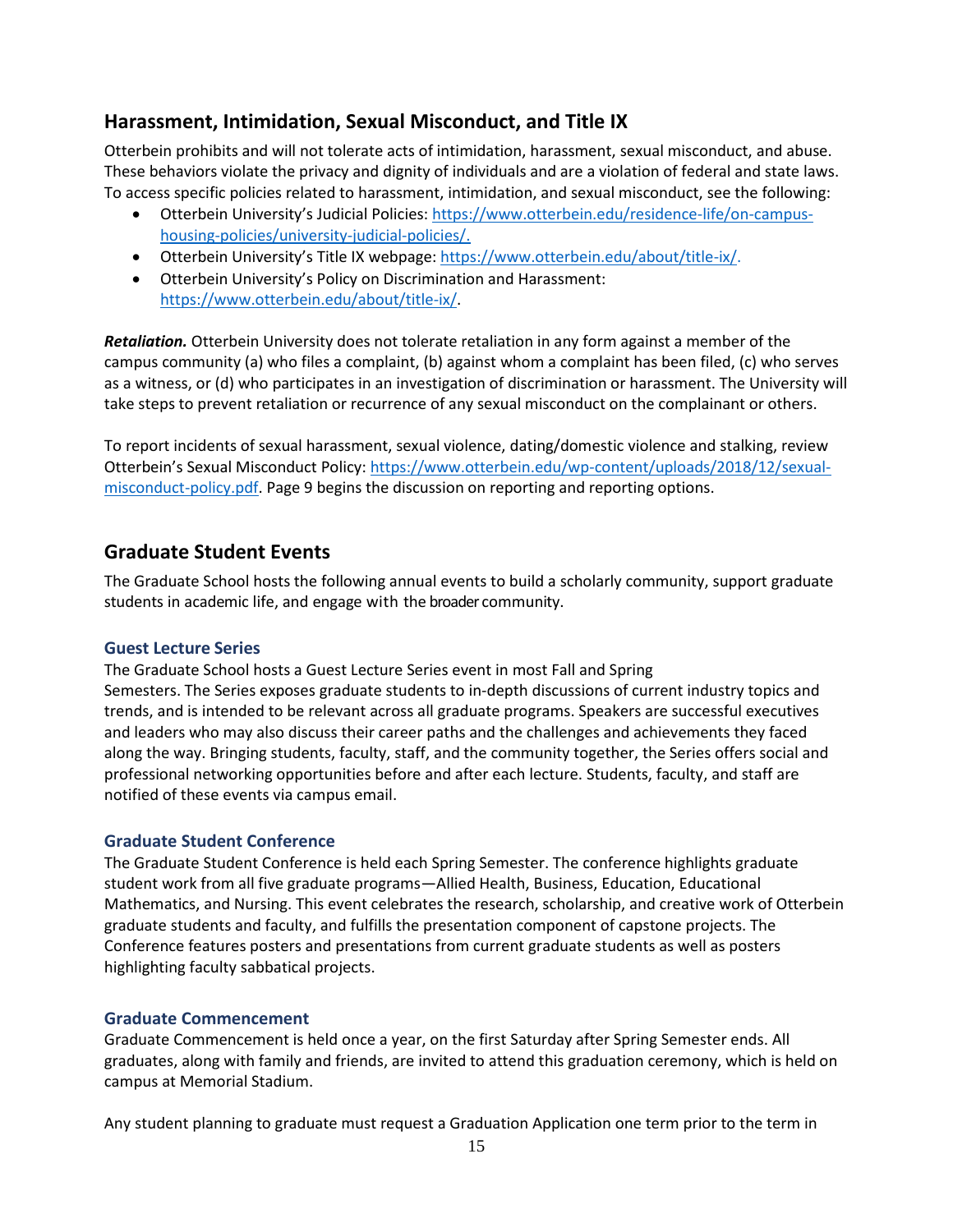## Harassment, Intimidation, Sexual Misconduct, and Title IX

Otterbein prohibits and will not tolerate acts of intimidation, harassment, sexual misconduct, and abuse. These behaviors violate the privacy and dignity of individuals and are a violation of federal and state laws. To access specific policies related to harassment, intimidation, and sexual misconduct, see the following:

- Otterbein University's Judicial Policies: [https://www.otterbein.edu/residence-life/on-campus-housing-policies/university-judicial-policies/.](https://www.otterbein.edu/residence-life/on-campus-housing-policies/university-judicial-policies/)
- Otterbein University's Title IX webpage: [https://www.otterbein.edu/about/title-ix/.](https://www.otterbein.edu/about/title-ix/)
- Otterbein University's Policy on Discrimination and Harassment: [https://www.otterbein.edu/about/title-ix/](https://www.otterbein.edu/about/title-ix/).

***Retaliation.*** Otterbein University does not tolerate retaliation in any form against a member of the campus community (a) who files a complaint, (b) against whom a complaint has been filed, (c) who serves as a witness, or (d) who participates in an investigation of discrimination or harassment. The University will take steps to prevent retaliation or recurrence of any sexual misconduct on the complainant or others.

To report incidents of sexual harassment, sexual violence, dating/domestic violence and stalking, review Otterbein's Sexual Misconduct Policy: [https://www.otterbein.edu/wp-content/uploads/2018/12/sexual-misconduct-policy.pdf](https://www.otterbein.edu/wp-content/uploads/2018/12/sexual-misconduct-policy.pdf). Page 9 begins the discussion on reporting and reporting options.

## Graduate Student Events

The Graduate School hosts the following annual events to build a scholarly community, support graduate students in academic life, and engage with the broader community.

### Guest Lecture Series

The Graduate School hosts a Guest Lecture Series event in most Fall and Spring Semesters. The Series exposes graduate students to in-depth discussions of current industry topics and trends, and is intended to be relevant across all graduate programs. Speakers are successful executives and leaders who may also discuss their career paths and the challenges and achievements they faced along the way. Bringing students, faculty, staff, and the community together, the Series offers social and professional networking opportunities before and after each lecture. Students, faculty, and staff are notified of these events via campus email.

### Graduate Student Conference

The Graduate Student Conference is held each Spring Semester. The conference highlights graduate student work from all five graduate programs—Allied Health, Business, Education, Educational Mathematics, and Nursing. This event celebrates the research, scholarship, and creative work of Otterbein graduate students and faculty, and fulfills the presentation component of capstone projects. The Conference features posters and presentations from current graduate students as well as posters highlighting faculty sabbatical projects.

### Graduate Commencement

Graduate Commencement is held once a year, on the first Saturday after Spring Semester ends. All graduates, along with family and friends, are invited to attend this graduation ceremony, which is held on campus at Memorial Stadium.

Any student planning to graduate must request a Graduation Application one term prior to the term in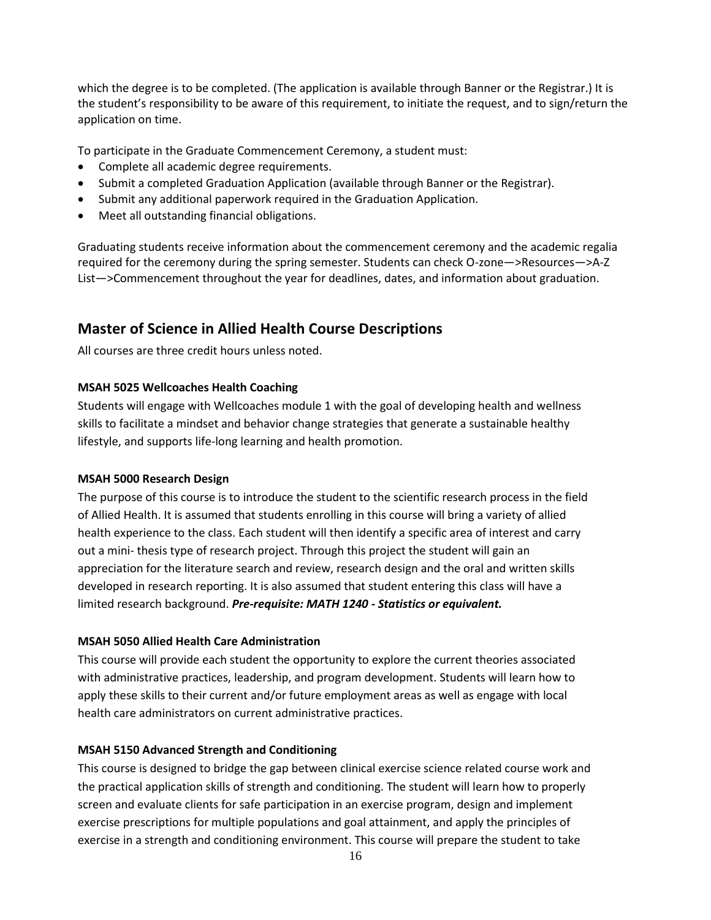which the degree is to be completed. (The application is available through Banner or the Registrar.) It is the student's responsibility to be aware of this requirement, to initiate the request, and to sign/return the application on time.

To participate in the Graduate Commencement Ceremony, a student must:

- Complete all academic degree requirements.
- Submit a completed Graduation Application (available through Banner or the Registrar).
- Submit any additional paperwork required in the Graduation Application.
- Meet all outstanding financial obligations.

Graduating students receive information about the commencement ceremony and the academic regalia required for the ceremony during the spring semester. Students can check O-zone—>Resources—>A-Z List—>Commencement throughout the year for deadlines, dates, and information about graduation.

## Master of Science in Allied Health Course Descriptions

All courses are three credit hours unless noted.

**MSAH 5025 Wellcoaches Health Coaching**

Students will engage with Wellcoaches module 1 with the goal of developing health and wellness skills to facilitate a mindset and behavior change strategies that generate a sustainable healthy lifestyle, and supports life-long learning and health promotion.

**MSAH 5000 Research Design**

The purpose of this course is to introduce the student to the scientific research process in the field of Allied Health. It is assumed that students enrolling in this course will bring a variety of allied health experience to the class. Each student will then identify a specific area of interest and carry out a mini- thesis type of research project. Through this project the student will gain an appreciation for the literature search and review, research design and the oral and written skills developed in research reporting. It is also assumed that student entering this class will have a limited research background. ***Pre-requisite: MATH 1240 - Statistics or equivalent.***

**MSAH 5050 Allied Health Care Administration**

This course will provide each student the opportunity to explore the current theories associated with administrative practices, leadership, and program development. Students will learn how to apply these skills to their current and/or future employment areas as well as engage with local health care administrators on current administrative practices.

**MSAH 5150 Advanced Strength and Conditioning**

This course is designed to bridge the gap between clinical exercise science related course work and the practical application skills of strength and conditioning. The student will learn how to properly screen and evaluate clients for safe participation in an exercise program, design and implement exercise prescriptions for multiple populations and goal attainment, and apply the principles of exercise in a strength and conditioning environment. This course will prepare the student to take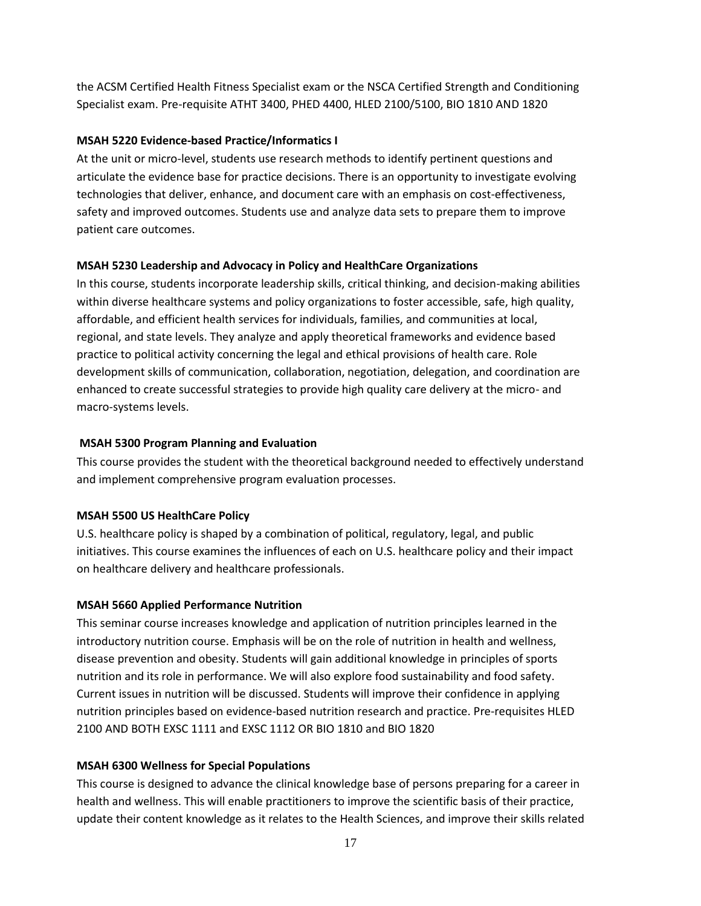the ACSM Certified Health Fitness Specialist exam or the NSCA Certified Strength and Conditioning Specialist exam. Pre-requisite ATHT 3400, PHED 4400, HLED 2100/5100, BIO 1810 AND 1820

**MSAH 5220 Evidence-based Practice/Informatics I**

At the unit or micro-level, students use research methods to identify pertinent questions and articulate the evidence base for practice decisions. There is an opportunity to investigate evolving technologies that deliver, enhance, and document care with an emphasis on cost-effectiveness, safety and improved outcomes. Students use and analyze data sets to prepare them to improve patient care outcomes.

**MSAH 5230 Leadership and Advocacy in Policy and HealthCare Organizations**

In this course, students incorporate leadership skills, critical thinking, and decision-making abilities within diverse healthcare systems and policy organizations to foster accessible, safe, high quality, affordable, and efficient health services for individuals, families, and communities at local, regional, and state levels. They analyze and apply theoretical frameworks and evidence based practice to political activity concerning the legal and ethical provisions of health care. Role development skills of communication, collaboration, negotiation, delegation, and coordination are enhanced to create successful strategies to provide high quality care delivery at the micro- and macro-systems levels.

**MSAH 5300 Program Planning and Evaluation**

This course provides the student with the theoretical background needed to effectively understand and implement comprehensive program evaluation processes.

**MSAH 5500 US HealthCare Policy**

U.S. healthcare policy is shaped by a combination of political, regulatory, legal, and public initiatives. This course examines the influences of each on U.S. healthcare policy and their impact on healthcare delivery and healthcare professionals.

**MSAH 5660 Applied Performance Nutrition**

This seminar course increases knowledge and application of nutrition principles learned in the introductory nutrition course. Emphasis will be on the role of nutrition in health and wellness, disease prevention and obesity. Students will gain additional knowledge in principles of sports nutrition and its role in performance. We will also explore food sustainability and food safety. Current issues in nutrition will be discussed. Students will improve their confidence in applying nutrition principles based on evidence-based nutrition research and practice. Pre-requisites HLED 2100 AND BOTH EXSC 1111 and EXSC 1112 OR BIO 1810 and BIO 1820

**MSAH 6300 Wellness for Special Populations**

This course is designed to advance the clinical knowledge base of persons preparing for a career in health and wellness. This will enable practitioners to improve the scientific basis of their practice, update their content knowledge as it relates to the Health Sciences, and improve their skills related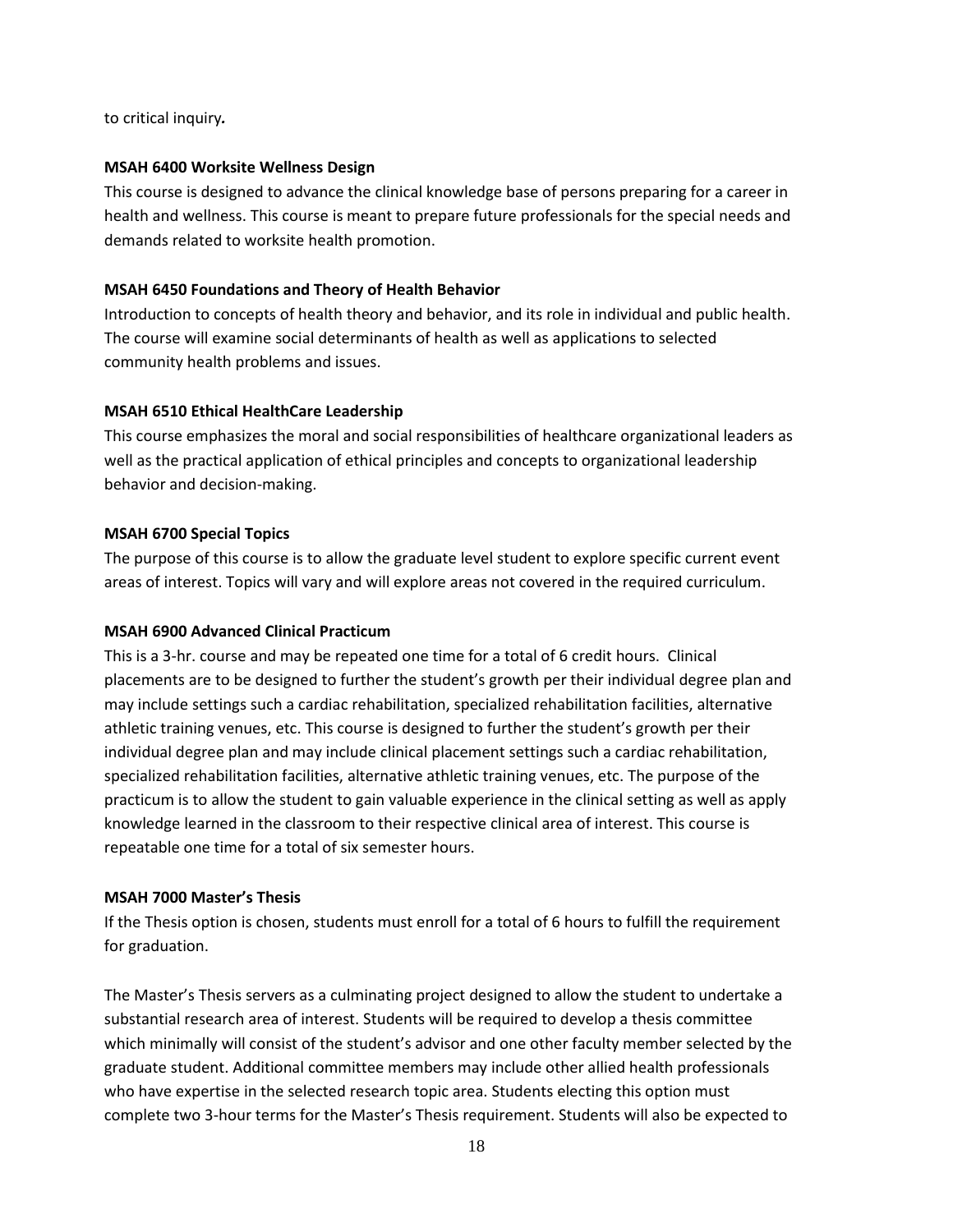to critical inquiry***.***

**MSAH 6400 Worksite Wellness Design**

This course is designed to advance the clinical knowledge base of persons preparing for a career in health and wellness. This course is meant to prepare future professionals for the special needs and demands related to worksite health promotion.

**MSAH 6450 Foundations and Theory of Health Behavior**

Introduction to concepts of health theory and behavior, and its role in individual and public health. The course will examine social determinants of health as well as applications to selected community health problems and issues.

**MSAH 6510 Ethical HealthCare Leadership**

This course emphasizes the moral and social responsibilities of healthcare organizational leaders as well as the practical application of ethical principles and concepts to organizational leadership behavior and decision-making.

**MSAH 6700 Special Topics**

The purpose of this course is to allow the graduate level student to explore specific current event areas of interest. Topics will vary and will explore areas not covered in the required curriculum.

**MSAH 6900 Advanced Clinical Practicum**

This is a 3-hr. course and may be repeated one time for a total of 6 credit hours. Clinical placements are to be designed to further the student's growth per their individual degree plan and may include settings such a cardiac rehabilitation, specialized rehabilitation facilities, alternative athletic training venues, etc. This course is designed to further the student's growth per their individual degree plan and may include clinical placement settings such a cardiac rehabilitation, specialized rehabilitation facilities, alternative athletic training venues, etc. The purpose of the practicum is to allow the student to gain valuable experience in the clinical setting as well as apply knowledge learned in the classroom to their respective clinical area of interest. This course is repeatable one time for a total of six semester hours.

**MSAH 7000 Master's Thesis**

If the Thesis option is chosen, students must enroll for a total of 6 hours to fulfill the requirement for graduation.

The Master's Thesis servers as a culminating project designed to allow the student to undertake a substantial research area of interest. Students will be required to develop a thesis committee which minimally will consist of the student's advisor and one other faculty member selected by the graduate student. Additional committee members may include other allied health professionals who have expertise in the selected research topic area. Students electing this option must complete two 3-hour terms for the Master's Thesis requirement. Students will also be expected to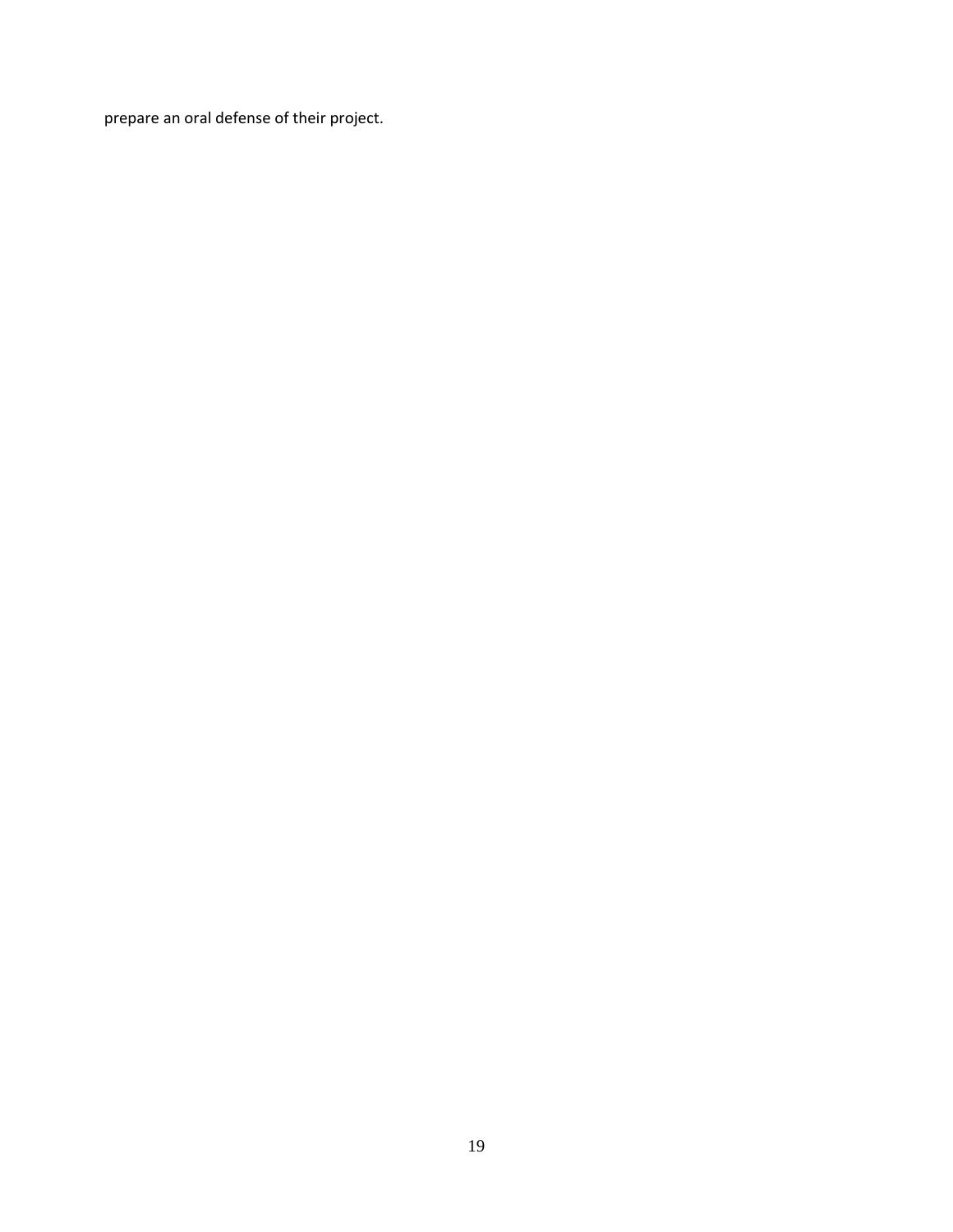prepare an oral defense of their project.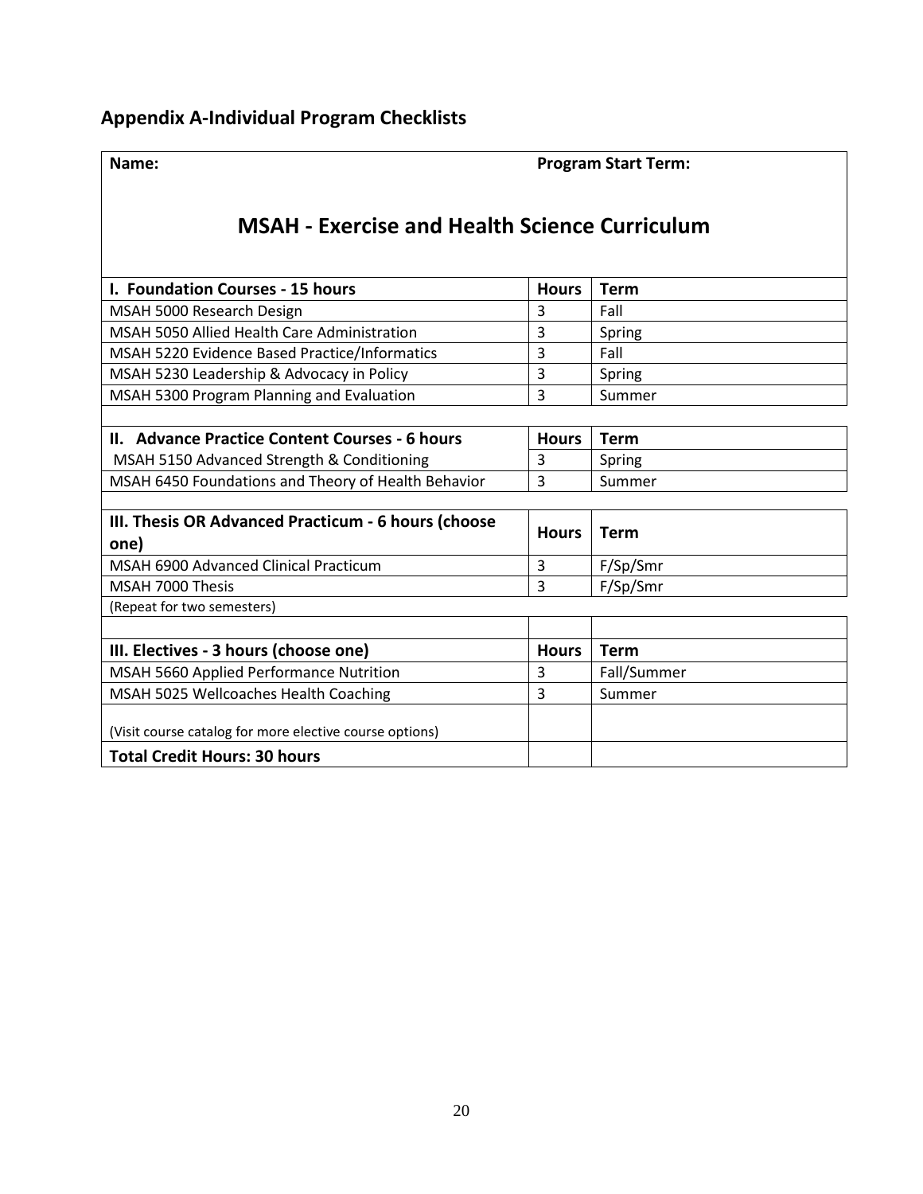## Appendix A-Individual Program Checklists

**Name:** **Program Start Term:**

# MSAH - Exercise and Health Science Curriculum

| I. Foundation Courses - 15 hours | Hours | Term |
|---|---|---|
| MSAH 5000 Research Design | 3 | Fall |
| MSAH 5050 Allied Health Care Administration | 3 | Spring |
| MSAH 5220 Evidence Based Practice/Informatics | 3 | Fall |
| MSAH 5230 Leadership & Advocacy in Policy | 3 | Spring |
| MSAH 5300 Program Planning and Evaluation | 3 | Summer |

| II. Advance Practice Content Courses - 6 hours | Hours | Term |
|---|---|---|
| MSAH 5150 Advanced Strength & Conditioning | 3 | Spring |
| MSAH 6450 Foundations and Theory of Health Behavior | 3 | Summer |

| III. Thesis OR Advanced Practicum - 6 hours (choose one) | Hours | Term |
|---|---|---|
| MSAH 6900 Advanced Clinical Practicum | 3 | F/Sp/Smr |
| MSAH 7000 Thesis | 3 | F/Sp/Smr |
| (Repeat for two semesters) | | |

| III. Electives - 3 hours (choose one) | Hours | Term |
|---|---|---|
| MSAH 5660 Applied Performance Nutrition | 3 | Fall/Summer |
| MSAH 5025 Wellcoaches Health Coaching | 3 | Summer |
| (Visit course catalog for more elective course options) | | |
| **Total Credit Hours: 30 hours** | | |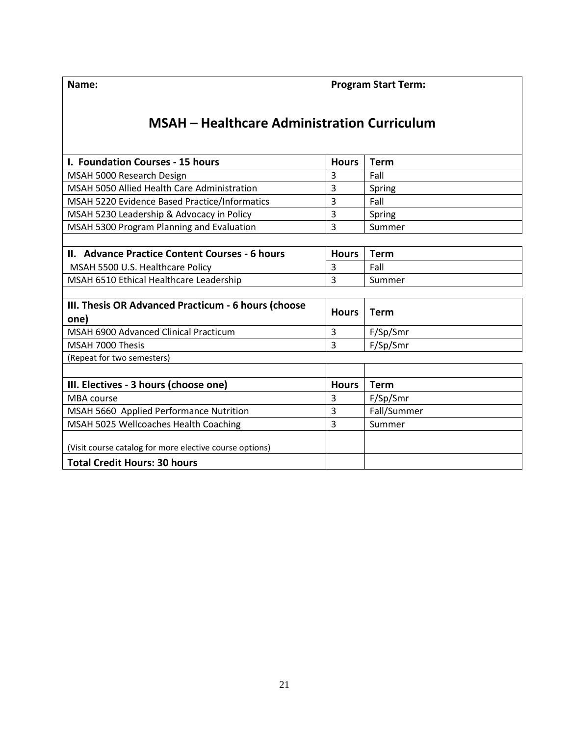**Name:** **Program Start Term:**

# MSAH – Healthcare Administration Curriculum

| I. Foundation Courses - 15 hours | Hours | Term |
| --- | --- | --- |
| MSAH 5000 Research Design | 3 | Fall |
| MSAH 5050 Allied Health Care Administration | 3 | Spring |
| MSAH 5220 Evidence Based Practice/Informatics | 3 | Fall |
| MSAH 5230 Leadership & Advocacy in Policy | 3 | Spring |
| MSAH 5300 Program Planning and Evaluation | 3 | Summer |

| II. Advance Practice Content Courses - 6 hours | Hours | Term |
| --- | --- | --- |
| MSAH 5500 U.S. Healthcare Policy | 3 | Fall |
| MSAH 6510 Ethical Healthcare Leadership | 3 | Summer |

| III. Thesis OR Advanced Practicum - 6 hours (choose one) | Hours | Term |
| --- | --- | --- |
| MSAH 6900 Advanced Clinical Practicum | 3 | F/Sp/Smr |
| MSAH 7000 Thesis | 3 | F/Sp/Smr |
| (Repeat for two semesters) | | |

| III. Electives - 3 hours (choose one) | Hours | Term |
| --- | --- | --- |
| MBA course | 3 | F/Sp/Smr |
| MSAH 5660 Applied Performance Nutrition | 3 | Fall/Summer |
| MSAH 5025 Wellcoaches Health Coaching | 3 | Summer |
| (Visit course catalog for more elective course options) | | |
| **Total Credit Hours: 30 hours** | | |